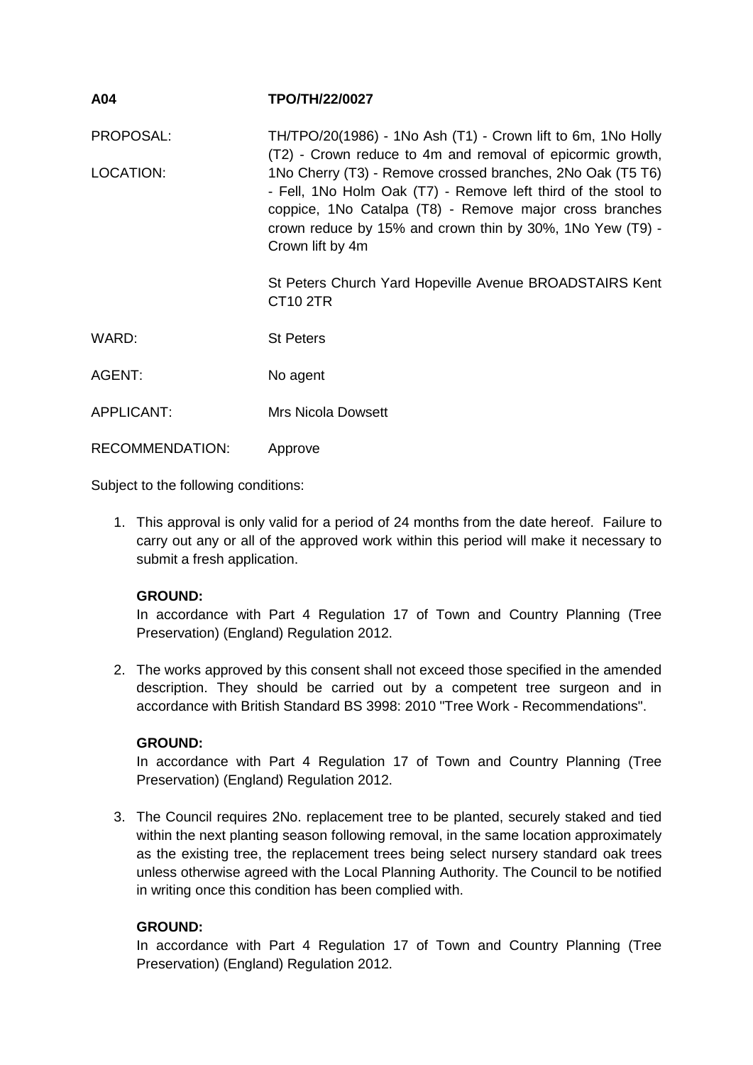**A04** **TPO/TH/22/0027**

| | |
|---|---|
| PROPOSAL: | TH/TPO/20(1986) - 1No Ash (T1) - Crown lift to 6m, 1No Holly (T2) - Crown reduce to 4m and removal of epicormic growth, 1No Cherry (T3) - Remove crossed branches, 2No Oak (T5 T6) - Fell, 1No Holm Oak (T7) - Remove left third of the stool to coppice, 1No Catalpa (T8) - Remove major cross branches crown reduce by 15% and crown thin by 30%, 1No Yew (T9) - Crown lift by 4m |
| LOCATION: | St Peters Church Yard Hopeville Avenue BROADSTAIRS Kent CT10 2TR |
| WARD: | St Peters |
| AGENT: | No agent |
| APPLICANT: | Mrs Nicola Dowsett |
| RECOMMENDATION: | Approve |

Subject to the following conditions:

1. This approval is only valid for a period of 24 months from the date hereof. Failure to carry out any or all of the approved work within this period will make it necessary to submit a fresh application.

   **GROUND:**
   In accordance with Part 4 Regulation 17 of Town and Country Planning (Tree Preservation) (England) Regulation 2012.

2. The works approved by this consent shall not exceed those specified in the amended description. They should be carried out by a competent tree surgeon and in accordance with British Standard BS 3998: 2010 "Tree Work - Recommendations".

   **GROUND:**
   In accordance with Part 4 Regulation 17 of Town and Country Planning (Tree Preservation) (England) Regulation 2012.

3. The Council requires 2No. replacement tree to be planted, securely staked and tied within the next planting season following removal, in the same location approximately as the existing tree, the replacement trees being select nursery standard oak trees unless otherwise agreed with the Local Planning Authority. The Council to be notified in writing once this condition has been complied with.

   **GROUND:**
   In accordance with Part 4 Regulation 17 of Town and Country Planning (Tree Preservation) (England) Regulation 2012.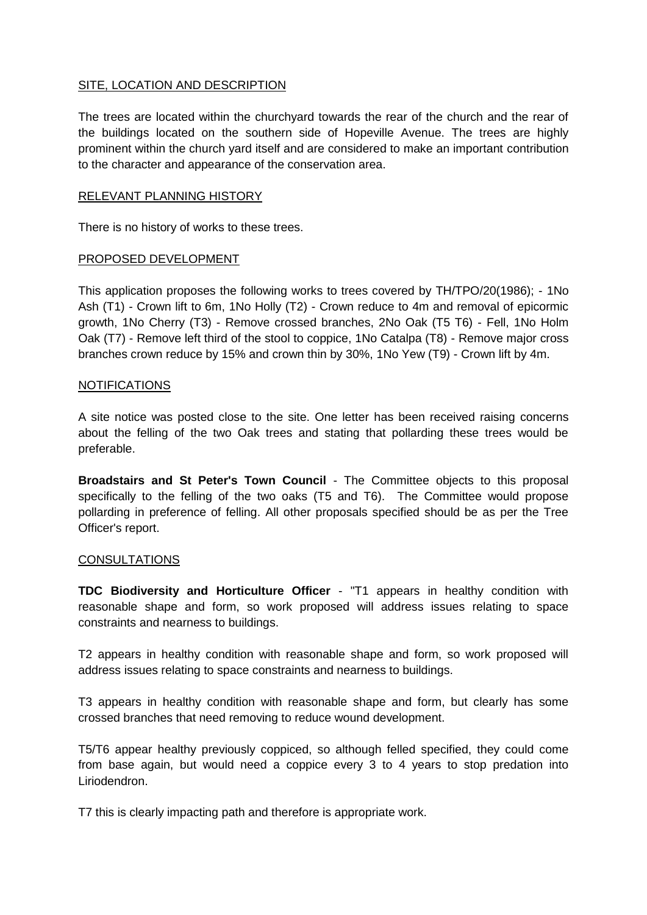SITE, LOCATION AND DESCRIPTION

The trees are located within the churchyard towards the rear of the church and the rear of the buildings located on the southern side of Hopeville Avenue. The trees are highly prominent within the church yard itself and are considered to make an important contribution to the character and appearance of the conservation area.

RELEVANT PLANNING HISTORY

There is no history of works to these trees.

PROPOSED DEVELOPMENT

This application proposes the following works to trees covered by TH/TPO/20(1986); - 1No Ash (T1) - Crown lift to 6m, 1No Holly (T2) - Crown reduce to 4m and removal of epicormic growth, 1No Cherry (T3) - Remove crossed branches, 2No Oak (T5 T6) - Fell, 1No Holm Oak (T7) - Remove left third of the stool to coppice, 1No Catalpa (T8) - Remove major cross branches crown reduce by 15% and crown thin by 30%, 1No Yew (T9) - Crown lift by 4m.

NOTIFICATIONS

A site notice was posted close to the site. One letter has been received raising concerns about the felling of the two Oak trees and stating that pollarding these trees would be preferable.

**Broadstairs and St Peter's Town Council** - The Committee objects to this proposal specifically to the felling of the two oaks (T5 and T6). The Committee would propose pollarding in preference of felling. All other proposals specified should be as per the Tree Officer's report.

CONSULTATIONS

**TDC Biodiversity and Horticulture Officer** - "T1 appears in healthy condition with reasonable shape and form, so work proposed will address issues relating to space constraints and nearness to buildings.

T2 appears in healthy condition with reasonable shape and form, so work proposed will address issues relating to space constraints and nearness to buildings.

T3 appears in healthy condition with reasonable shape and form, but clearly has some crossed branches that need removing to reduce wound development.

T5/T6 appear healthy previously coppiced, so although felled specified, they could come from base again, but would need a coppice every 3 to 4 years to stop predation into Liriodendron.

T7 this is clearly impacting path and therefore is appropriate work.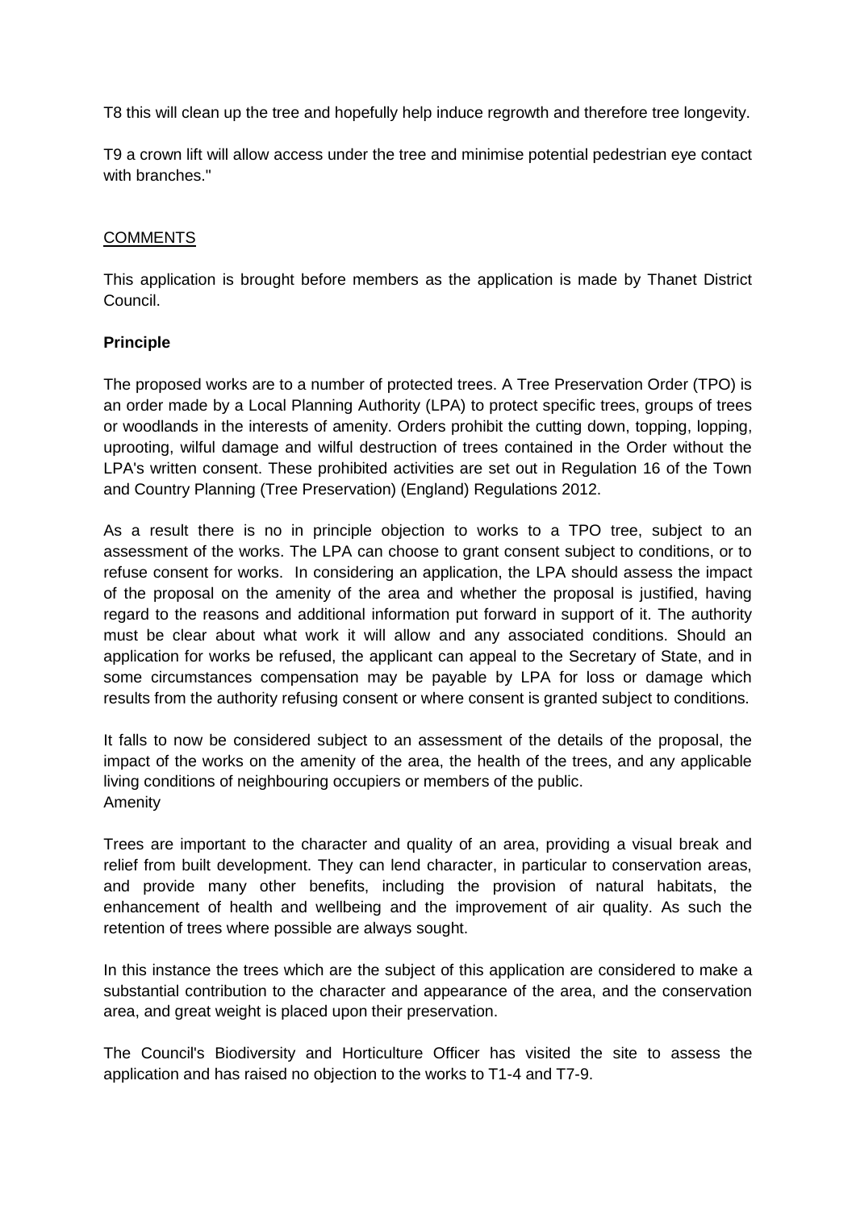T8 this will clean up the tree and hopefully help induce regrowth and therefore tree longevity.

T9 a crown lift will allow access under the tree and minimise potential pedestrian eye contact with branches."

## COMMENTS

This application is brought before members as the application is made by Thanet District Council.

**Principle**

The proposed works are to a number of protected trees. A Tree Preservation Order (TPO) is an order made by a Local Planning Authority (LPA) to protect specific trees, groups of trees or woodlands in the interests of amenity. Orders prohibit the cutting down, topping, lopping, uprooting, wilful damage and wilful destruction of trees contained in the Order without the LPA's written consent. These prohibited activities are set out in Regulation 16 of the Town and Country Planning (Tree Preservation) (England) Regulations 2012.

As a result there is no in principle objection to works to a TPO tree, subject to an assessment of the works. The LPA can choose to grant consent subject to conditions, or to refuse consent for works. In considering an application, the LPA should assess the impact of the proposal on the amenity of the area and whether the proposal is justified, having regard to the reasons and additional information put forward in support of it. The authority must be clear about what work it will allow and any associated conditions. Should an application for works be refused, the applicant can appeal to the Secretary of State, and in some circumstances compensation may be payable by LPA for loss or damage which results from the authority refusing consent or where consent is granted subject to conditions.

It falls to now be considered subject to an assessment of the details of the proposal, the impact of the works on the amenity of the area, the health of the trees, and any applicable living conditions of neighbouring occupiers or members of the public.
Amenity

Trees are important to the character and quality of an area, providing a visual break and relief from built development. They can lend character, in particular to conservation areas, and provide many other benefits, including the provision of natural habitats, the enhancement of health and wellbeing and the improvement of air quality. As such the retention of trees where possible are always sought.

In this instance the trees which are the subject of this application are considered to make a substantial contribution to the character and appearance of the area, and the conservation area, and great weight is placed upon their preservation.

The Council's Biodiversity and Horticulture Officer has visited the site to assess the application and has raised no objection to the works to T1-4 and T7-9.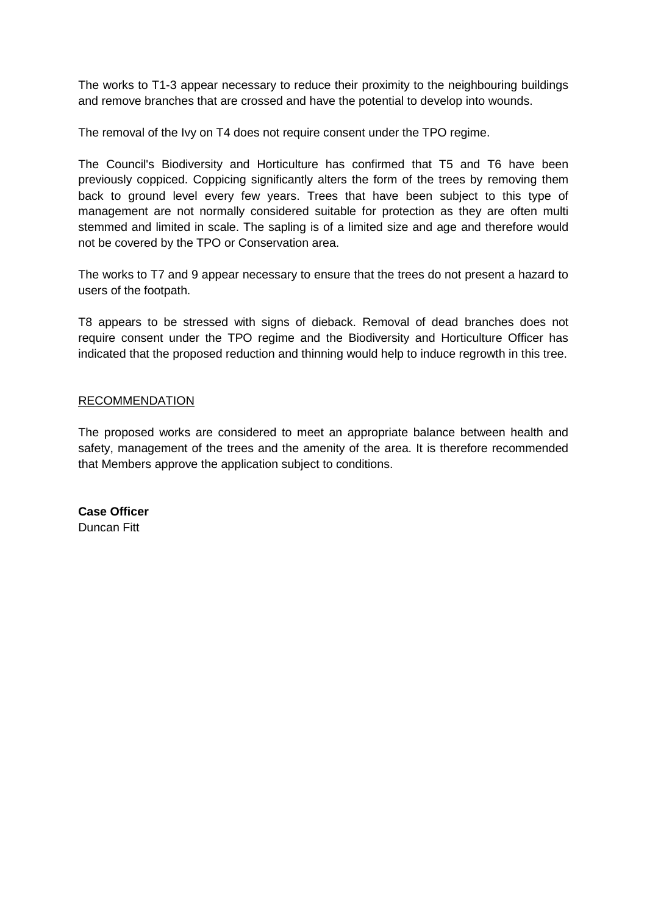The works to T1-3 appear necessary to reduce their proximity to the neighbouring buildings and remove branches that are crossed and have the potential to develop into wounds.

The removal of the Ivy on T4 does not require consent under the TPO regime.

The Council's Biodiversity and Horticulture has confirmed that T5 and T6 have been previously coppiced. Coppicing significantly alters the form of the trees by removing them back to ground level every few years. Trees that have been subject to this type of management are not normally considered suitable for protection as they are often multi stemmed and limited in scale. The sapling is of a limited size and age and therefore would not be covered by the TPO or Conservation area.

The works to T7 and 9 appear necessary to ensure that the trees do not present a hazard to users of the footpath.

T8 appears to be stressed with signs of dieback. Removal of dead branches does not require consent under the TPO regime and the Biodiversity and Horticulture Officer has indicated that the proposed reduction and thinning would help to induce regrowth in this tree.

RECOMMENDATION

The proposed works are considered to meet an appropriate balance between health and safety, management of the trees and the amenity of the area. It is therefore recommended that Members approve the application subject to conditions.

**Case Officer**
Duncan Fitt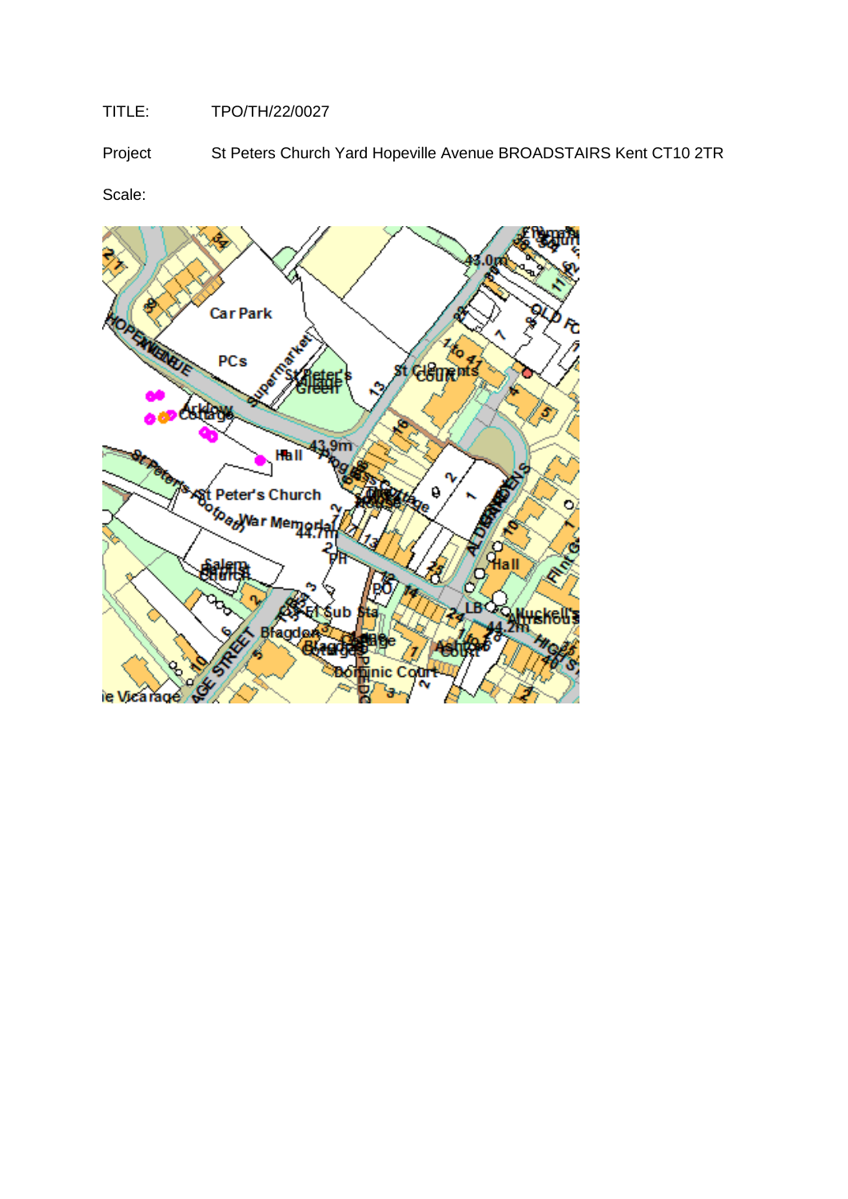TITLE: TPO/TH/22/0027

Project St Peters Church Yard Hopeville Avenue BROADSTAIRS Kent CT10 2TR

Scale: